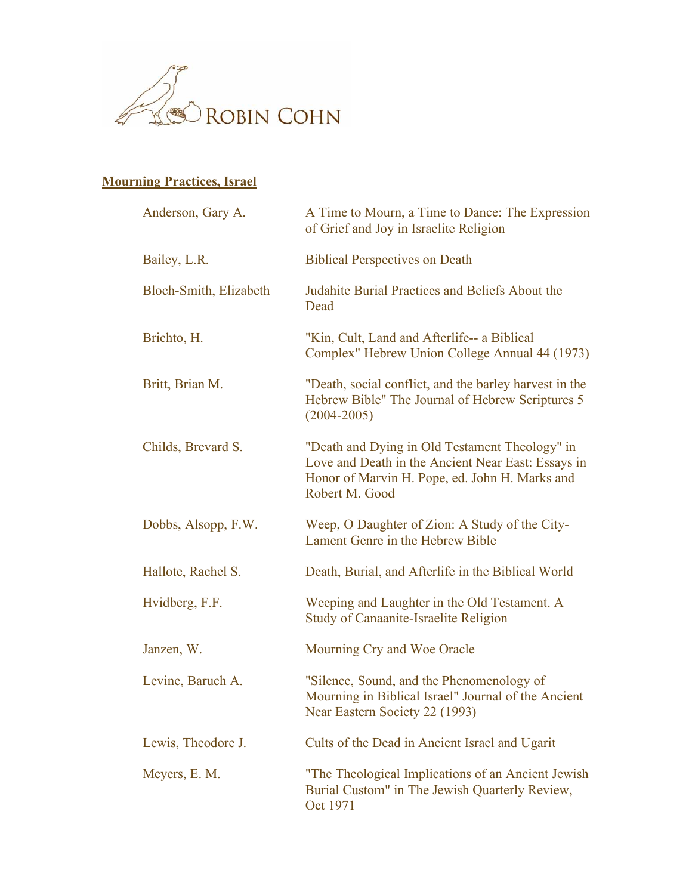ROBIN COHN

**Mourning Practices, Israel**

| | |
|---|---|
| Anderson, Gary A. | A Time to Mourn, a Time to Dance: The Expression of Grief and Joy in Israelite Religion |
| Bailey, L.R. | Biblical Perspectives on Death |
| Bloch-Smith, Elizabeth | Judahite Burial Practices and Beliefs About the Dead |
| Brichto, H. | "Kin, Cult, Land and Afterlife-- a Biblical Complex" Hebrew Union College Annual 44 (1973) |
| Britt, Brian M. | "Death, social conflict, and the barley harvest in the Hebrew Bible" The Journal of Hebrew Scriptures 5 (2004-2005) |
| Childs, Brevard S. | "Death and Dying in Old Testament Theology" in Love and Death in the Ancient Near East: Essays in Honor of Marvin H. Pope, ed. John H. Marks and Robert M. Good |
| Dobbs, Alsopp, F.W. | Weep, O Daughter of Zion: A Study of the City-Lament Genre in the Hebrew Bible |
| Hallote, Rachel S. | Death, Burial, and Afterlife in the Biblical World |
| Hvidberg, F.F. | Weeping and Laughter in the Old Testament. A Study of Canaanite-Israelite Religion |
| Janzen, W. | Mourning Cry and Woe Oracle |
| Levine, Baruch A. | "Silence, Sound, and the Phenomenology of Mourning in Biblical Israel" Journal of the Ancient Near Eastern Society 22 (1993) |
| Lewis, Theodore J. | Cults of the Dead in Ancient Israel and Ugarit |
| Meyers, E. M. | "The Theological Implications of an Ancient Jewish Burial Custom" in The Jewish Quarterly Review, Oct 1971 |